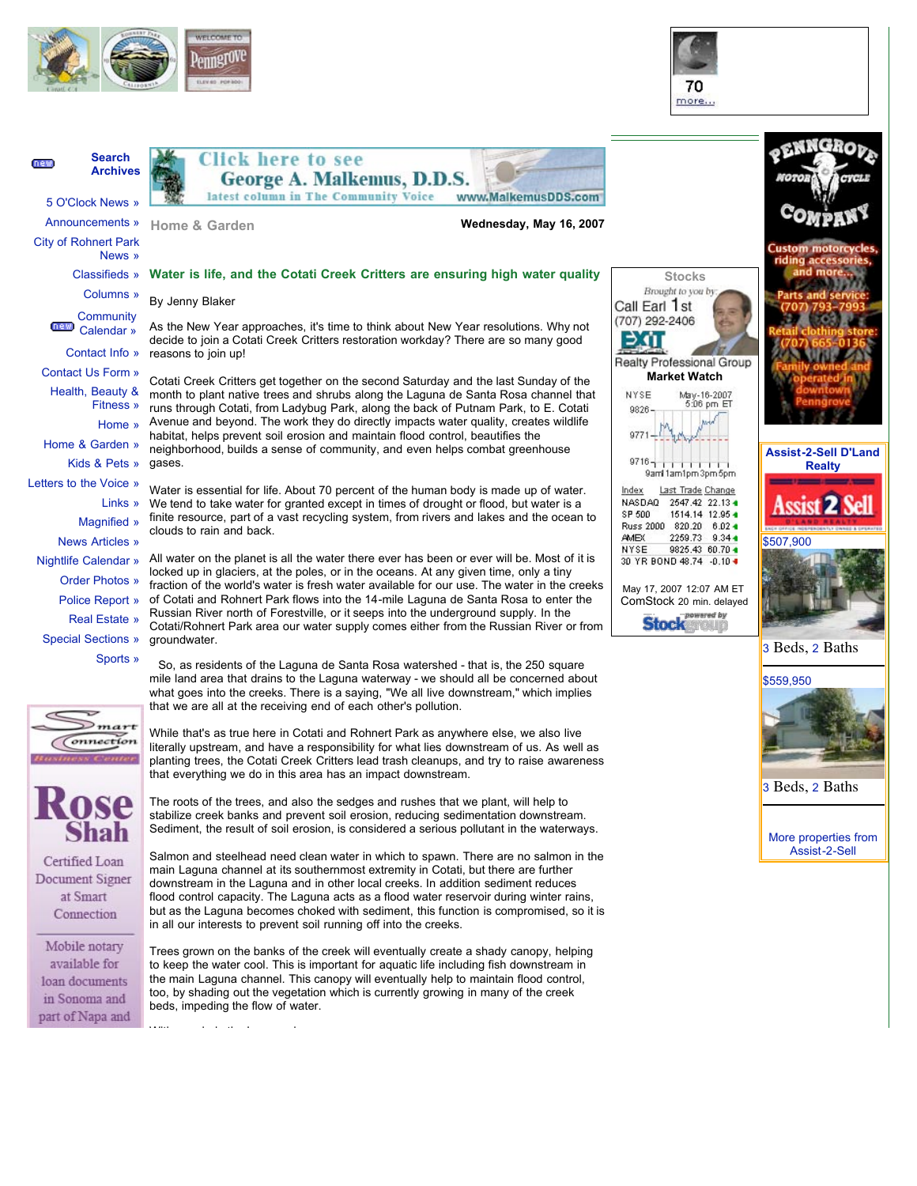Home & Garden

Wednesday, May 16, 2007

## Water is life, and the Cotati Creek Critters are ensuring high water quality

By Jenny Blaker

As the New Year approaches, it's time to think about New Year resolutions. Why not decide to join a Cotati Creek Critters restoration workday? There are so many good reasons to join up!

Cotati Creek Critters get together on the second Saturday and the last Sunday of the month to plant native trees and shrubs along the Laguna de Santa Rosa channel that runs through Cotati, from Ladybug Park, along the back of Putnam Park, to E. Cotati Avenue and beyond. The work they do directly impacts water quality, creates wildlife habitat, helps prevent soil erosion and maintain flood control, beautifies the neighborhood, builds a sense of community, and even helps combat greenhouse gases.

Water is essential for life. About 70 percent of the human body is made up of water. We tend to take water for granted except in times of drought or flood, but water is a finite resource, part of a vast recycling system, from rivers and lakes and the ocean to clouds to rain and back.

All water on the planet is all the water there ever has been or ever will be. Most of it is locked up in glaciers, at the poles, or in the oceans. At any given time, only a tiny fraction of the world's water is fresh water available for our use. The water in the creeks of Cotati and Rohnert Park flows into the 14-mile Laguna de Santa Rosa to enter the Russian River north of Forestville, or it seeps into the underground supply. In the Cotati/Rohnert Park area our water supply comes either from the Russian River or from groundwater.

So, as residents of the Laguna de Santa Rosa watershed - that is, the 250 square mile land area that drains to the Laguna waterway - we should all be concerned about what goes into the creeks. There is a saying, "We all live downstream," which implies that we are all at the receiving end of each other's pollution.

While that's as true here in Cotati and Rohnert Park as anywhere else, we also live literally upstream, and have a responsibility for what lies downstream of us. As well as planting trees, the Cotati Creek Critters lead trash cleanups, and try to raise awareness that everything we do in this area has an impact downstream.

The roots of the trees, and also the sedges and rushes that we plant, will help to stabilize creek banks and prevent soil erosion, reducing sedimentation downstream. Sediment, the result of soil erosion, is considered a serious pollutant in the waterways.

Salmon and steelhead need clean water in which to spawn. There are no salmon in the main Laguna channel at its southernmost extremity in Cotati, but there are further downstream in the Laguna and in other local creeks. In addition sediment reduces flood control capacity. The Laguna acts as a flood water reservoir during winter rains, but as the Laguna becomes choked with sediment, this function is compromised, so it is in all our interests to prevent soil running off into the creeks.

Trees grown on the banks of the creek will eventually create a shady canopy, helping to keep the water cool. This is important for aquatic life including fish downstream in the main Laguna channel. This canopy will eventually help to maintain flood control, too, by shading out the vegetation which is currently growing in many of the creek beds, impeding the flow of water.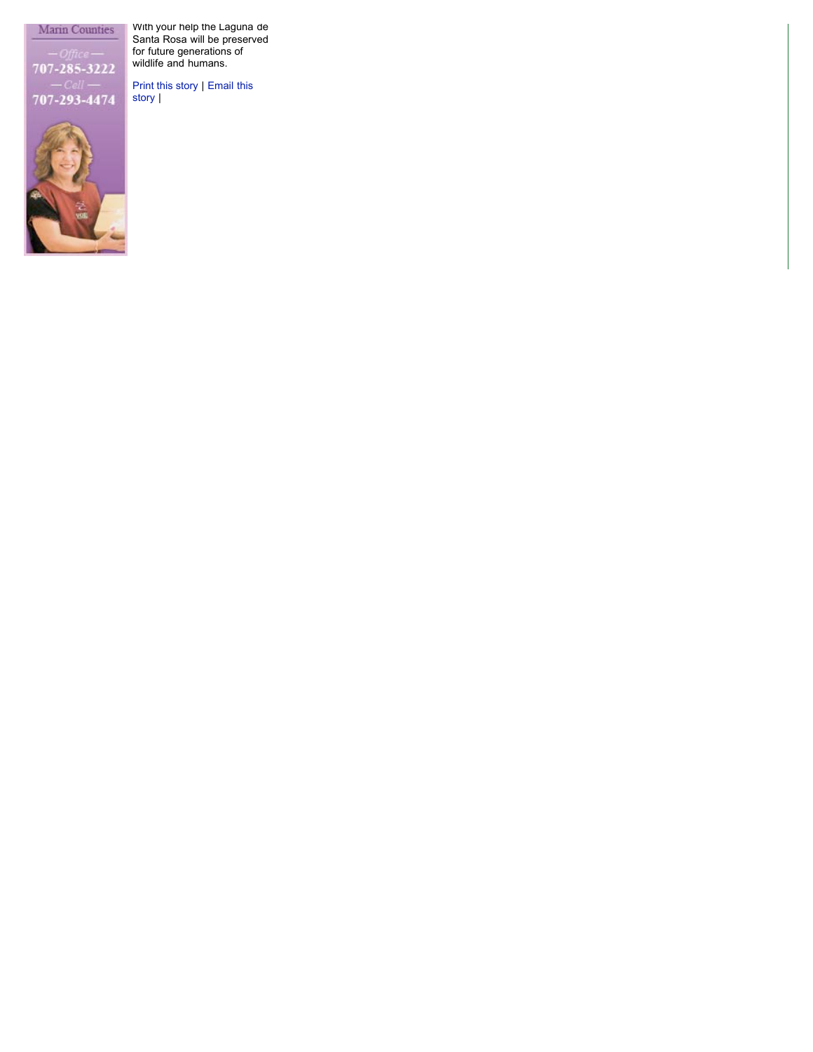With your help the Laguna de Santa Rosa will be preserved for future generations of wildlife and humans.

Print this story | Email this story |